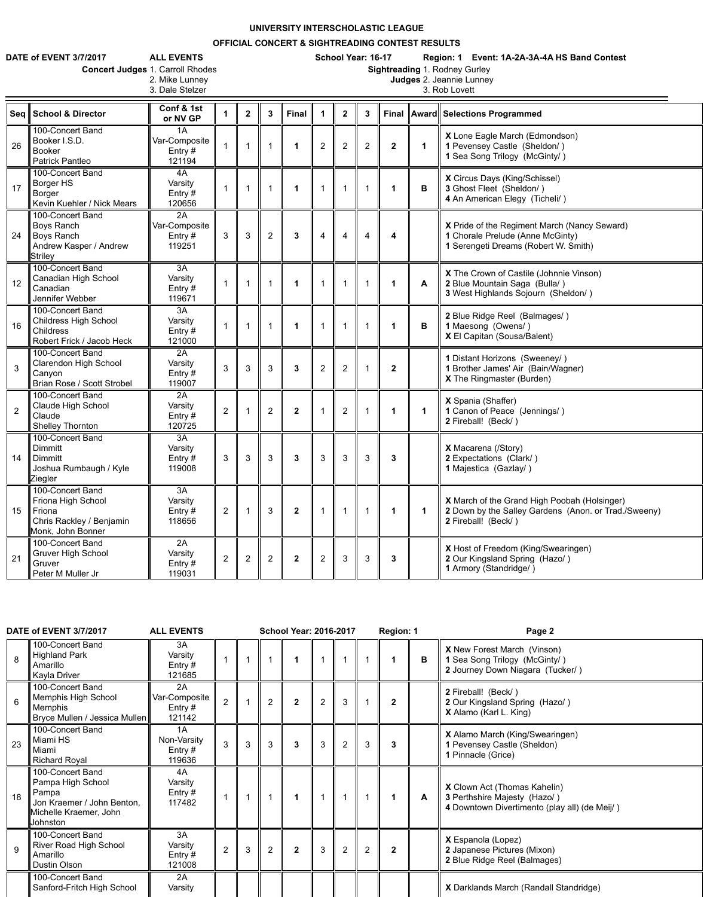# UNIVERSITY INTERSCHOLASTIC LEAGUE

## OFFICIAL CONCERT & SIGHTREADING CONTEST RESULTS

**DATE of EVENT 3/7/2017** **ALL EVENTS** **School Year: 16-17** **Region: 1** **Event: 1A-2A-3A-4A HS Band Contest**

**Concert Judges** 1. Carroll Rhodes
2. Mike Lunney
3. Dale Stelzer

**Sightreading Judges** 1. Rodney Gurley
2. Jeannie Lunney
3. Rob Lovett

| Seq | School & Director | Conf & 1st or NV GP | 1 | 2 | 3 | Final | 1 | 2 | 3 | Final | Award | Selections Programmed |
|---|---|---|---|---|---|---|---|---|---|---|---|---|
| 26 | 100-Concert Band<br>Booker I.S.D.<br>Booker<br>Patrick Pantleo | 1A<br>Var-Composite<br>Entry #<br>121194 | 1 | 1 | 1 | **1** | 2 | 2 | 2 | **2** | **1** | **X** Lone Eagle March (Edmondson)<br>**1** Pevensey Castle (Sheldon/ )<br>**1** Sea Song Trilogy (McGinty/ ) |
| 17 | 100-Concert Band<br>Borger HS<br>Borger<br>Kevin Kuehler / Nick Mears | 4A<br>Varsity<br>Entry #<br>120656 | 1 | 1 | 1 | **1** | 1 | 1 | 1 | **1** | **B** | **X** Circus Days (King/Schissel)<br>**3** Ghost Fleet (Sheldon/ )<br>**4** An American Elegy (Ticheli/ ) |
| 24 | 100-Concert Band<br>Boys Ranch<br>Boys Ranch<br>Andrew Kasper / Andrew Striley | 2A<br>Var-Composite<br>Entry #<br>119251 | 3 | 3 | 2 | **3** | 4 | 4 | 4 | **4** | | **X** Pride of the Regiment March (Nancy Seward)<br>**1** Chorale Prelude (Anne McGinty)<br>**1** Serengeti Dreams (Robert W. Smith) |
| 12 | 100-Concert Band<br>Canadian High School<br>Canadian<br>Jennifer Webber | 3A<br>Varsity<br>Entry #<br>119671 | 1 | 1 | 1 | **1** | 1 | 1 | 1 | **1** | **A** | **X** The Crown of Castile (Johnnie Vinson)<br>**2** Blue Mountain Saga (Bulla/ )<br>**3** West Highlands Sojourn (Sheldon/ ) |
| 16 | 100-Concert Band<br>Childress High School<br>Childress<br>Robert Frick / Jacob Heck | 3A<br>Varsity<br>Entry #<br>121000 | 1 | 1 | 1 | **1** | 1 | 1 | 1 | **1** | **B** | **2** Blue Ridge Reel (Balmages/ )<br>**1** Maesong (Owens/ )<br>**X** El Capitan (Sousa/Balent) |
| 3 | 100-Concert Band<br>Clarendon High School<br>Canyon<br>Brian Rose / Scott Strobel | 2A<br>Varsity<br>Entry #<br>119007 | 3 | 3 | 3 | **3** | 2 | 2 | 1 | **2** | | **1** Distant Horizons (Sweeney/ )<br>**1** Brother James' Air (Bain/Wagner)<br>**X** The Ringmaster (Burden) |
| 2 | 100-Concert Band<br>Claude High School<br>Claude<br>Shelley Thornton | 2A<br>Varsity<br>Entry #<br>120725 | 2 | 1 | 2 | **2** | 1 | 2 | 1 | **1** | **1** | **X** Spania (Shaffer)<br>**1** Canon of Peace (Jennings/ )<br>**2** Fireball! (Beck/ ) |
| 14 | 100-Concert Band<br>Dimmitt<br>Dimmitt<br>Joshua Rumbaugh / Kyle Ziegler | 3A<br>Varsity<br>Entry #<br>119008 | 3 | 3 | 3 | **3** | 3 | 3 | 3 | **3** | | **X** Macarena (/Story)<br>**2** Expectations (Clark/ )<br>**1** Majestica (Gazlay/ ) |
| 15 | 100-Concert Band<br>Friona High School<br>Friona<br>Chris Rackley / Benjamin Monk, John Bonner | 3A<br>Varsity<br>Entry #<br>118656 | 2 | 1 | 3 | **2** | 1 | 1 | 1 | **1** | **1** | **X** March of the Grand High Poobah (Holsinger)<br>**2** Down by the Salley Gardens (Anon. or Trad./Sweeny)<br>**2** Fireball! (Beck/ ) |
| 21 | 100-Concert Band<br>Gruver High School<br>Gruver<br>Peter M Muller Jr | 2A<br>Varsity<br>Entry #<br>119031 | 2 | 2 | 2 | **2** | 2 | 3 | 3 | **3** | | **X** Host of Freedom (King/Swearingen)<br>**2** Our Kingsland Spring (Hazo/ )<br>**1** Armory (Standridge/ ) |

**DATE of EVENT 3/7/2017** **ALL EVENTS** **School Year: 2016-2017** **Region: 1** **Page 2**

| Seq | School & Director | Conf & 1st or NV GP | 1 | 2 | 3 | Final | 1 | 2 | 3 | Final | Award | Selections Programmed |
|---|---|---|---|---|---|---|---|---|---|---|---|---|
| 8 | 100-Concert Band<br>Highland Park<br>Amarillo<br>Kayla Driver | 3A<br>Varsity<br>Entry #<br>121685 | 1 | 1 | 1 | **1** | 1 | 1 | 1 | **1** | **B** | **X** New Forest March (Vinson)<br>**1** Sea Song Trilogy (McGinty/ )<br>**2** Journey Down Niagara (Tucker/ ) |
| 6 | 100-Concert Band<br>Memphis High School<br>Memphis<br>Bryce Mullen / Jessica Mullen | 2A<br>Var-Composite<br>Entry #<br>121142 | 2 | 1 | 2 | **2** | 2 | 3 | 1 | **2** | | **2** Fireball! (Beck/ )<br>**2** Our Kingsland Spring (Hazo/ )<br>**X** Alamo (Karl L. King) |
| 23 | 100-Concert Band<br>Miami HS<br>Miami<br>Richard Royal | 1A<br>Non-Varsity<br>Entry #<br>119636 | 3 | 3 | 3 | **3** | 3 | 2 | 3 | **3** | | **X** Alamo March (King/Swearingen)<br>**1** Pevensey Castle (Sheldon)<br>**1** Pinnacle (Grice) |
| 18 | 100-Concert Band<br>Pampa High School<br>Pampa<br>Jon Kraemer / John Benton, Michelle Kraemer, John Johnston | 4A<br>Varsity<br>Entry #<br>117482 | 1 | 1 | 1 | **1** | 1 | 1 | 1 | **1** | **A** | **X** Clown Act (Thomas Kahelin)<br>**3** Perthshire Majesty (Hazo/ )<br>**4** Downtown Divertimento (play all) (de Meij/ ) |
| 9 | 100-Concert Band<br>River Road High School<br>Amarillo<br>Dustin Olson | 3A<br>Varsity<br>Entry #<br>121008 | 2 | 3 | 2 | **2** | 3 | 2 | 2 | **2** | | **X** Espanola (Lopez)<br>**2** Japanese Pictures (Mixon)<br>**2** Blue Ridge Reel (Balmages) |
| | 100-Concert Band<br>Sanford-Fritch High School | 2A<br>Varsity | | | | | | | | | | **X** Darklands March (Randall Standridge) |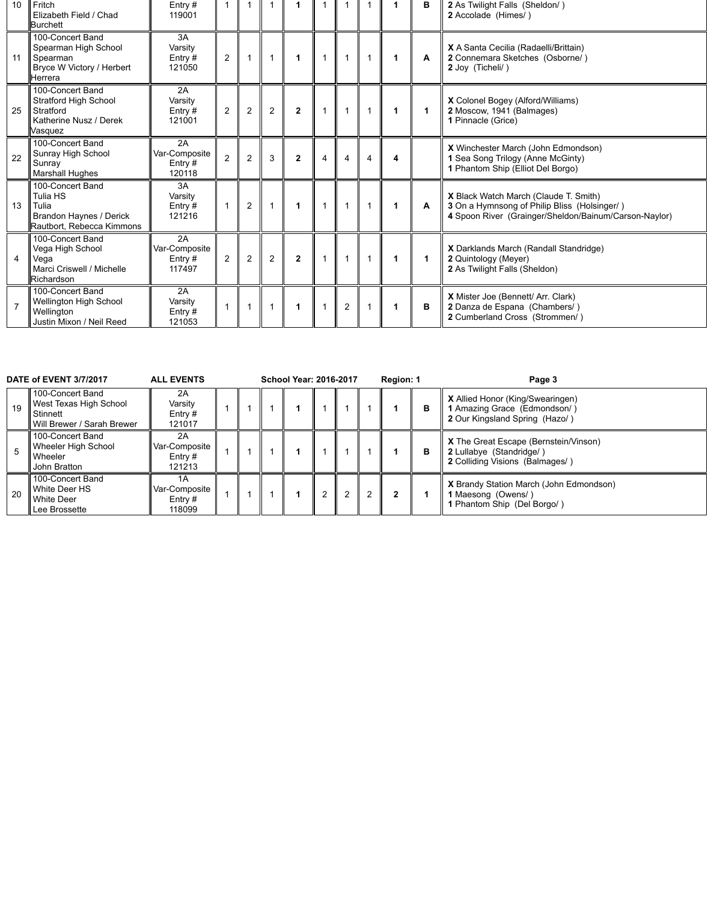| | | | | | | | | | | | | |
|---|---|---|---|---|---|---|---|---|---|---|---|---|
| 10 | Fritch<br>Elizabeth Field / Chad Burchett | Entry #<br>119001 | 1 | 1 | 1 | **1** | 1 | 1 | 1 | **1** | **B** | **2** As Twilight Falls (Sheldon/ )<br>**2** Accolade (Himes/ ) |
| 11 | 100-Concert Band<br>Spearman High School<br>Spearman<br>Bryce W Victory / Herbert Herrera | 3A<br>Varsity<br>Entry #<br>121050 | 2 | 1 | 1 | **1** | 1 | 1 | 1 | **1** | **A** | **X** A Santa Cecilia (Radaelli/Brittain)<br>**2** Connemara Sketches (Osborne/ )<br>**2** Joy (Ticheli/ ) |
| 25 | 100-Concert Band<br>Stratford High School<br>Stratford<br>Katherine Nusz / Derek Vasquez | 2A<br>Varsity<br>Entry #<br>121001 | 2 | 2 | 2 | **2** | 1 | 1 | 1 | **1** | **1** | **X** Colonel Bogey (Alford/Williams)<br>**2** Moscow, 1941 (Balmages)<br>**1** Pinnacle (Grice) |
| 22 | 100-Concert Band<br>Sunray High School<br>Sunray<br>Marshall Hughes | 2A<br>Var-Composite<br>Entry #<br>120118 | 2 | 2 | 3 | **2** | 4 | 4 | 4 | **4** | | **X** Winchester March (John Edmondson)<br>**1** Sea Song Trilogy (Anne McGinty)<br>**1** Phantom Ship (Elliot Del Borgo) |
| 13 | 100-Concert Band<br>Tulia HS<br>Tulia<br>Brandon Haynes / Derick Rautbort, Rebecca Kimmons | 3A<br>Varsity<br>Entry #<br>121216 | 1 | 2 | 1 | **1** | 1 | 1 | 1 | **1** | **A** | **X** Black Watch March (Claude T. Smith)<br>**3** On a Hymnsong of Philip Bliss (Holsinger/ )<br>**4** Spoon River (Grainger/Sheldon/Bainum/Carson-Naylor) |
| 4 | 100-Concert Band<br>Vega High School<br>Vega<br>Marci Criswell / Michelle Richardson | 2A<br>Var-Composite<br>Entry #<br>117497 | 2 | 2 | 2 | **2** | 1 | 1 | 1 | **1** | **1** | **X** Darklands March (Randall Standridge)<br>**2** Quintology (Meyer)<br>**2** As Twilight Falls (Sheldon) |
| 7 | 100-Concert Band<br>Wellington High School<br>Wellington<br>Justin Mixon / Neil Reed | 2A<br>Varsity<br>Entry #<br>121053 | 1 | 1 | 1 | **1** | 1 | 2 | 1 | **1** | **B** | **X** Mister Joe (Bennett/ Arr. Clark)<br>**2** Danza de Espana (Chambers/ )<br>**2** Cumberland Cross (Strommen/ ) |

**DATE of EVENT 3/7/2017** **ALL EVENTS** **School Year: 2016-2017** **Region: 1**

| | | | | | | | | | | | | |
|---|---|---|---|---|---|---|---|---|---|---|---|---|
| 19 | 100-Concert Band<br>West Texas High School<br>Stinnett<br>Will Brewer / Sarah Brewer | 2A<br>Varsity<br>Entry #<br>121017 | 1 | 1 | 1 | **1** | 1 | 1 | 1 | **1** | **B** | **X** Allied Honor (King/Swearingen)<br>**1** Amazing Grace (Edmondson/ )<br>**2** Our Kingsland Spring (Hazo/ ) |
| 5 | 100-Concert Band<br>Wheeler High School<br>Wheeler<br>John Bratton | 2A<br>Var-Composite<br>Entry #<br>121213 | 1 | 1 | 1 | **1** | 1 | 1 | 1 | **1** | **B** | **X** The Great Escape (Bernstein/Vinson)<br>**2** Lullabye (Standridge/ )<br>**2** Colliding Visions (Balmages/ ) |
| 20 | 100-Concert Band<br>White Deer HS<br>White Deer<br>Lee Brossette | 1A<br>Var-Composite<br>Entry #<br>118099 | 1 | 1 | 1 | **1** | 2 | 2 | 2 | **2** | **1** | **X** Brandy Station March (John Edmondson)<br>**1** Maesong (Owens/ )<br>**1** Phantom Ship (Del Borgo/ ) |